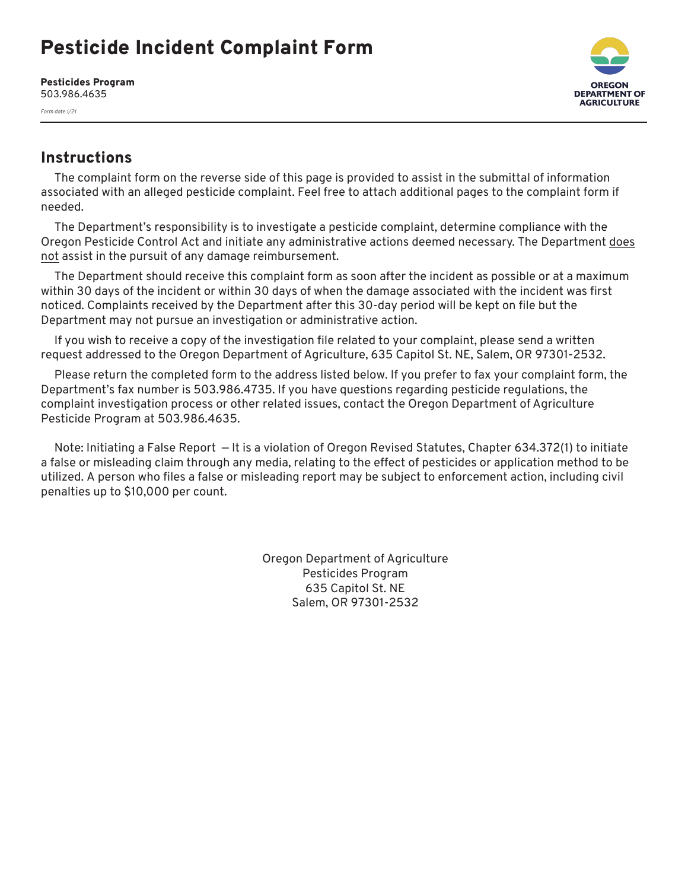# Pesticide Incident Complaint Form

**Pesticides Program**
503.986.4635

*Form date 1/21*

OREGON DEPARTMENT OF AGRICULTURE

## Instructions

The complaint form on the reverse side of this page is provided to assist in the submittal of information associated with an alleged pesticide complaint. Feel free to attach additional pages to the complaint form if needed.

The Department's responsibility is to investigate a pesticide complaint, determine compliance with the Oregon Pesticide Control Act and initiate any administrative actions deemed necessary. The Department does not assist in the pursuit of any damage reimbursement.

The Department should receive this complaint form as soon after the incident as possible or at a maximum within 30 days of the incident or within 30 days of when the damage associated with the incident was first noticed. Complaints received by the Department after this 30-day period will be kept on file but the Department may not pursue an investigation or administrative action.

If you wish to receive a copy of the investigation file related to your complaint, please send a written request addressed to the Oregon Department of Agriculture, 635 Capitol St. NE, Salem, OR 97301-2532.

Please return the completed form to the address listed below. If you prefer to fax your complaint form, the Department's fax number is 503.986.4735. If you have questions regarding pesticide regulations, the complaint investigation process or other related issues, contact the Oregon Department of Agriculture Pesticide Program at 503.986.4635.

Note: Initiating a False Report — It is a violation of Oregon Revised Statutes, Chapter 634.372(1) to initiate a false or misleading claim through any media, relating to the effect of pesticides or application method to be utilized. A person who files a false or misleading report may be subject to enforcement action, including civil penalties up to $10,000 per count.

Oregon Department of Agriculture
Pesticides Program
635 Capitol St. NE
Salem, OR 97301-2532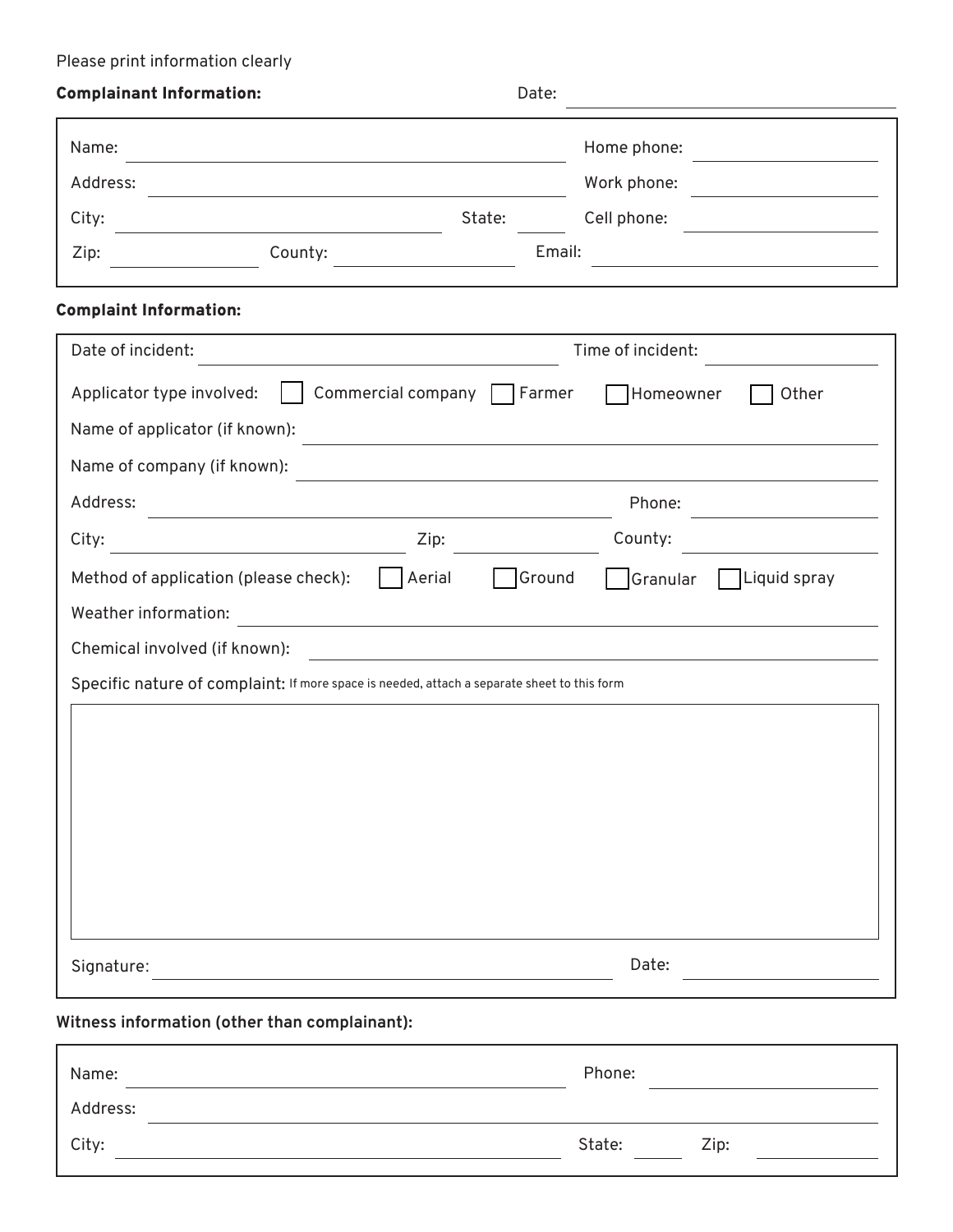Please print information clearly

**Complainant Information:** Date: ______________________

Name: ______________________ Home phone: ______________

Address: ______________________ Work phone: ______________

City: ______________ State: ______ Cell phone: ______________

Zip: ______________ County: ______________ Email: ______________

**Complaint Information:**

Date of incident: ______________________ Time of incident: ______________

Applicator type involved: ☐ Commercial company ☐ Farmer ☐ Homeowner ☐ Other

Name of applicator (if known): ______________________

Name of company (if known): ______________________

Address: ______________________ Phone: ______________

City: ______________ Zip: ______________ County: ______________

Method of application (please check): ☐ Aerial ☐ Ground ☐ Granular ☐ Liquid spray

Weather information: ______________________

Chemical involved (if known): ______________________

Specific nature of complaint: If more space is needed, attach a separate sheet to this form

Signature: ______________________ Date: ______________

**Witness information (other than complainant):**

Name: ______________________ Phone: ______________

Address: ______________________

City: ______________________ State: ______ Zip: ______________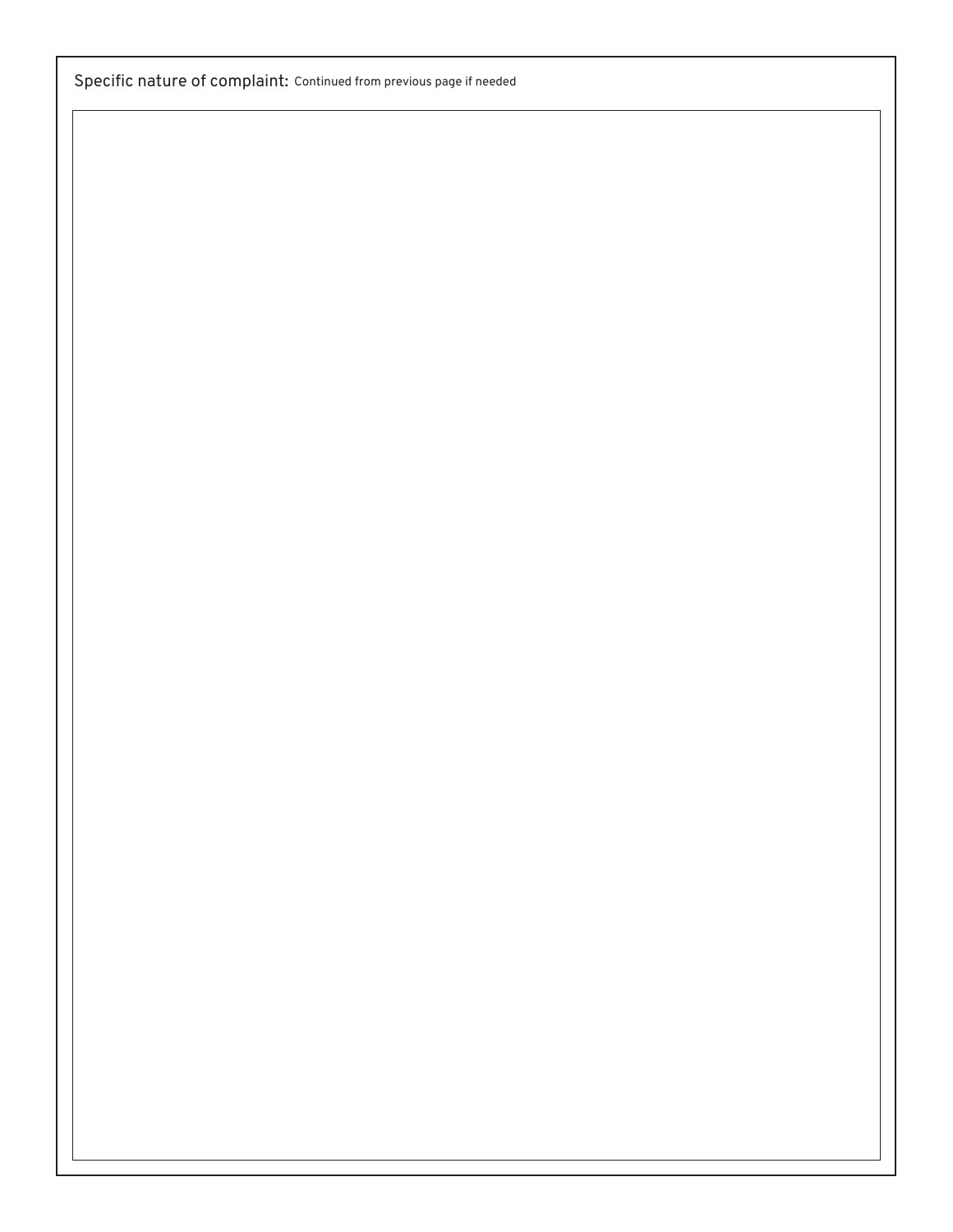Specific nature of complaint: Continued from previous page if needed